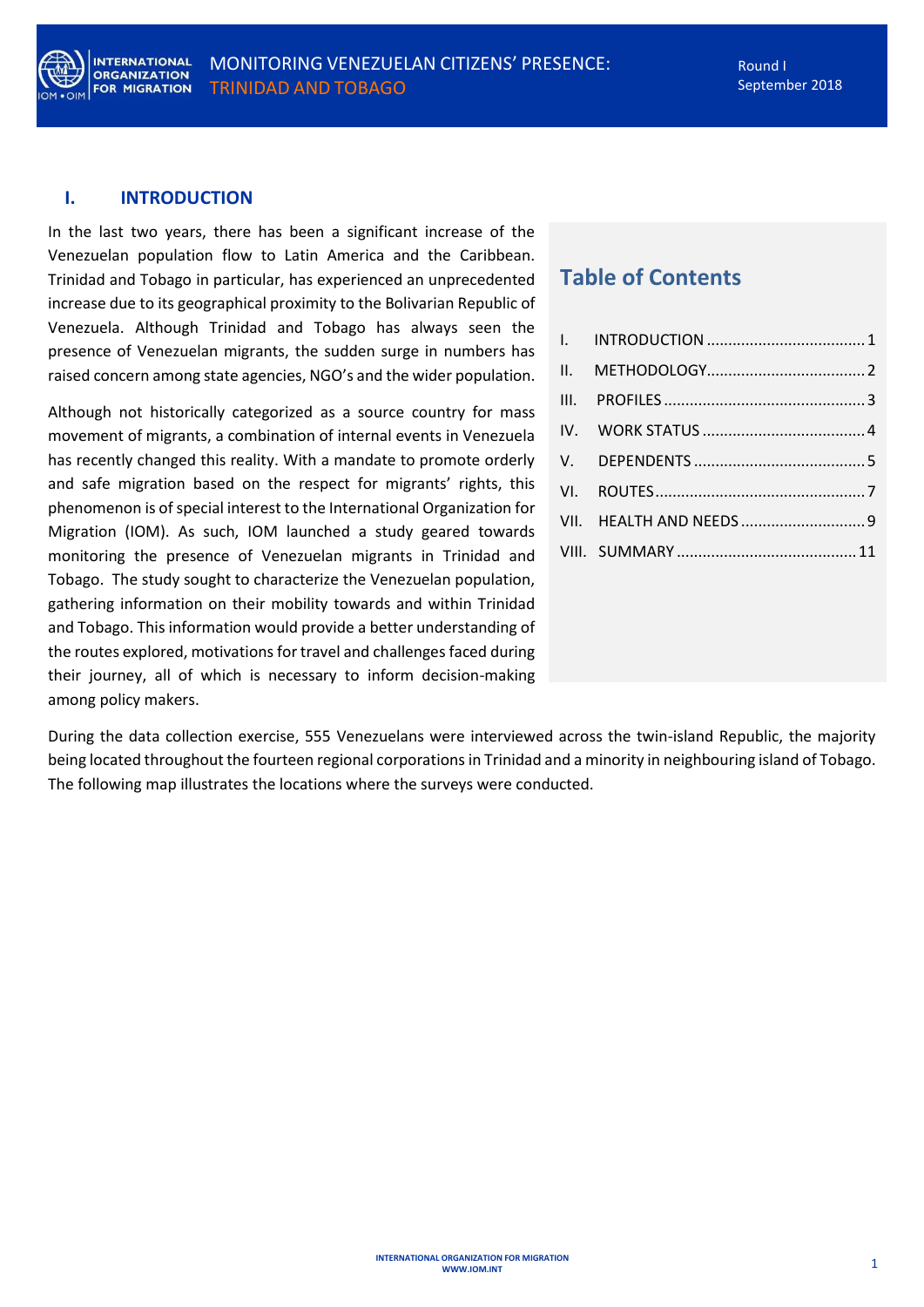# MONITORING VENEZUELAN CITIZENS' PRESENCE: TRINIDAD AND TOBAGO

Round I
September 2018

## I. INTRODUCTION

In the last two years, there has been a significant increase of the Venezuelan population flow to Latin America and the Caribbean. Trinidad and Tobago in particular, has experienced an unprecedented increase due to its geographical proximity to the Bolivarian Republic of Venezuela. Although Trinidad and Tobago has always seen the presence of Venezuelan migrants, the sudden surge in numbers has raised concern among state agencies, NGO's and the wider population.

Although not historically categorized as a source country for mass movement of migrants, a combination of internal events in Venezuela has recently changed this reality. With a mandate to promote orderly and safe migration based on the respect for migrants' rights, this phenomenon is of special interest to the International Organization for Migration (IOM). As such, IOM launched a study geared towards monitoring the presence of Venezuelan migrants in Trinidad and Tobago. The study sought to characterize the Venezuelan population, gathering information on their mobility towards and within Trinidad and Tobago. This information would provide a better understanding of the routes explored, motivations for travel and challenges faced during their journey, all of which is necessary to inform decision-making among policy makers.

### Table of Contents

| | | |
|---|---|---|
| I. | INTRODUCTION | 1 |
| II. | METHODOLOGY | 2 |
| III. | PROFILES | 3 |
| IV. | WORK STATUS | 4 |
| V. | DEPENDENTS | 5 |
| VI. | ROUTES | 7 |
| VII. | HEALTH AND NEEDS | 9 |
| VIII. | SUMMARY | 11 |

During the data collection exercise, 555 Venezuelans were interviewed across the twin-island Republic, the majority being located throughout the fourteen regional corporations in Trinidad and a minority in neighbouring island of Tobago. The following map illustrates the locations where the surveys were conducted.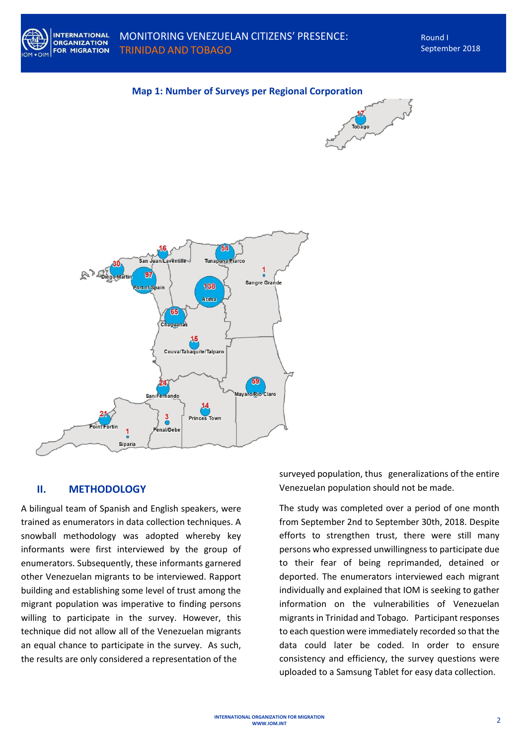**Map 1: Number of Surveys per Regional Corporation**

Tobago 17

Diego Martin 30

San Juan/Laventille 16

Tunapuna/Piarco 54

Port of Spain 97

Arima 138

Sangre Grande 1

Chaguanas 65

Couva/Tabaquite/Talparo 15

San Fernando 24

Mayaro/Rio Claro 59

Princes Town 14

Point Fortin 21

Penal/Debe 3

Siparia 1

## II. METHODOLOGY

A bilingual team of Spanish and English speakers, were trained as enumerators in data collection techniques. A snowball methodology was adopted whereby key informants were first interviewed by the group of enumerators. Subsequently, these informants garnered other Venezuelan migrants to be interviewed. Rapport building and establishing some level of trust among the migrant population was imperative to finding persons willing to participate in the survey. However, this technique did not allow all of the Venezuelan migrants an equal chance to participate in the survey. As such, the results are only considered a representation of the surveyed population, thus generalizations of the entire Venezuelan population should not be made.

The study was completed over a period of one month from September 2nd to September 30th, 2018. Despite efforts to strengthen trust, there were still many persons who expressed unwillingness to participate due to their fear of being reprimanded, detained or deported. The enumerators interviewed each migrant individually and explained that IOM is seeking to gather information on the vulnerabilities of Venezuelan migrants in Trinidad and Tobago. Participant responses to each question were immediately recorded so that the data could later be coded. In order to ensure consistency and efficiency, the survey questions were uploaded to a Samsung Tablet for easy data collection.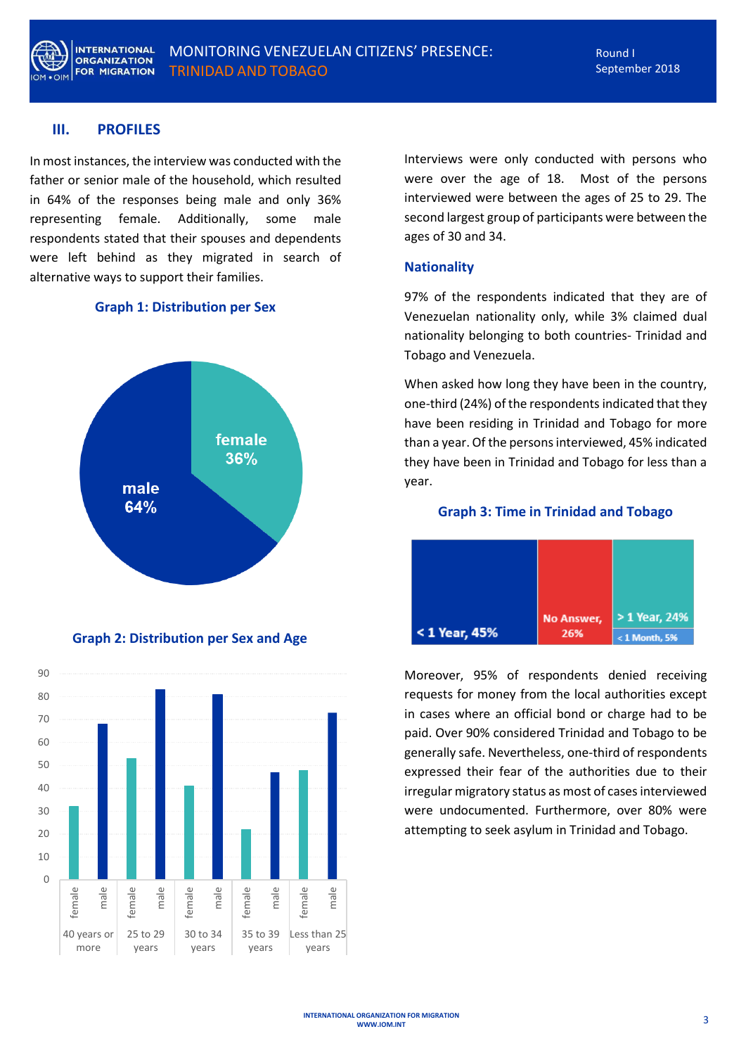## III. PROFILES

In most instances, the interview was conducted with the father or senior male of the household, which resulted in 64% of the responses being male and only 36% representing female. Additionally, some male respondents stated that their spouses and dependents were left behind as they migrated in search of alternative ways to support their families.

**Graph 1: Distribution per Sex**

**Graph 2: Distribution per Sex and Age**

Interviews were only conducted with persons who were over the age of 18. Most of the persons interviewed were between the ages of 25 to 29. The second largest group of participants were between the ages of 30 and 34.

### Nationality

97% of the respondents indicated that they are of Venezuelan nationality only, while 3% claimed dual nationality belonging to both countries- Trinidad and Tobago and Venezuela.

When asked how long they have been in the country, one-third (24%) of the respondents indicated that they have been residing in Trinidad and Tobago for more than a year. Of the persons interviewed, 45% indicated they have been in Trinidad and Tobago for less than a year.

**Graph 3: Time in Trinidad and Tobago**

Moreover, 95% of respondents denied receiving requests for money from the local authorities except in cases where an official bond or charge had to be paid. Over 90% considered Trinidad and Tobago to be generally safe. Nevertheless, one-third of respondents expressed their fear of the authorities due to their irregular migratory status as most of cases interviewed were undocumented. Furthermore, over 80% were attempting to seek asylum in Trinidad and Tobago.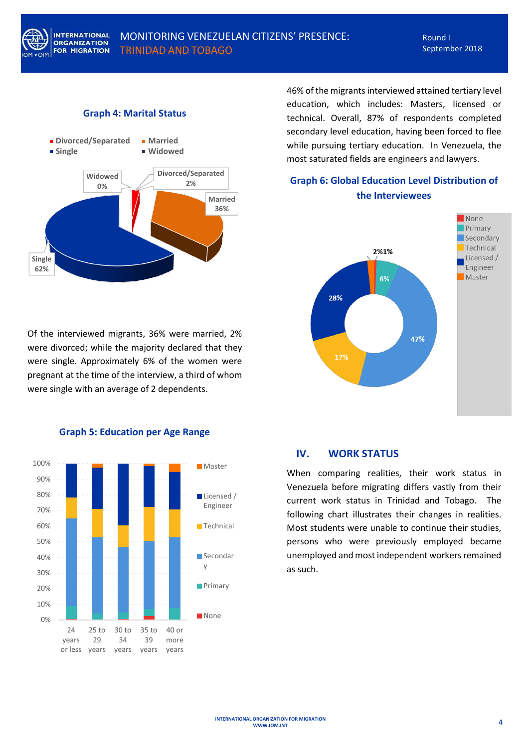### Graph 4: Marital Status

Of the interviewed migrants, 36% were married, 2% were divorced; while the majority declared that they were single. Approximately 6% of the women were pregnant at the time of the interview, a third of whom were single with an average of 2 dependents.

### Graph 5: Education per Age Range

46% of the migrants interviewed attained tertiary level education, which includes: Masters, licensed or technical. Overall, 87% of respondents completed secondary level education, having been forced to flee while pursuing tertiary education. In Venezuela, the most saturated fields are engineers and lawyers.

### Graph 6: Global Education Level Distribution of the Interviewees

## IV. WORK STATUS

When comparing realities, their work status in Venezuela before migrating differs vastly from their current work status in Trinidad and Tobago. The following chart illustrates their changes in realities. Most students were unable to continue their studies, persons who were previously employed became unemployed and most independent workers remained as such.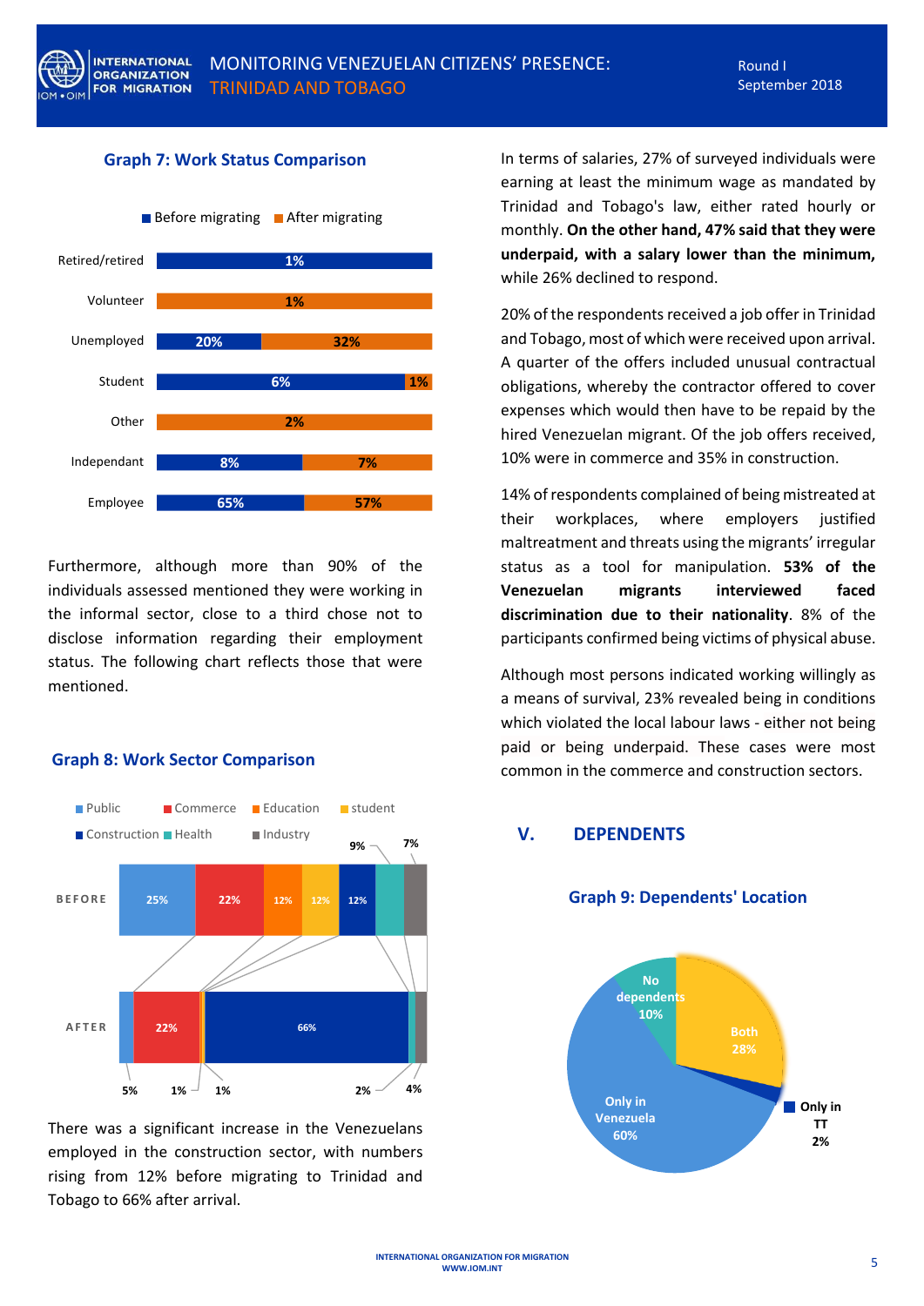**Graph 7: Work Status Comparison**

| | Before migrating | After migrating |
|---|---|---|
| Retired/retired | 1% | |
| Volunteer | | 1% |
| Unemployed | 20% | 32% |
| Student | 6% | 1% |
| Other | | 2% |
| Independant | 8% | 7% |
| Employee | 65% | 57% |

Furthermore, although more than 90% of the individuals assessed mentioned they were working in the informal sector, close to a third chose not to disclose information regarding their employment status. The following chart reflects those that were mentioned.

**Graph 8: Work Sector Comparison**

| | Public | Commerce | Education | student | Construction | Health | Industry |
|---|---|---|---|---|---|---|---|
| BEFORE | 25% | 22% | 12% | 12% | 12% | 9% | 7% |
| AFTER | 5% | 22% | 1% | 1% | 66% | 2% | 4% |

There was a significant increase in the Venezuelans employed in the construction sector, with numbers rising from 12% before migrating to Trinidad and Tobago to 66% after arrival.

In terms of salaries, 27% of surveyed individuals were earning at least the minimum wage as mandated by Trinidad and Tobago's law, either rated hourly or monthly. **On the other hand, 47% said that they were underpaid, with a salary lower than the minimum,** while 26% declined to respond.

20% of the respondents received a job offer in Trinidad and Tobago, most of which were received upon arrival. A quarter of the offers included unusual contractual obligations, whereby the contractor offered to cover expenses which would then have to be repaid by the hired Venezuelan migrant. Of the job offers received, 10% were in commerce and 35% in construction.

14% of respondents complained of being mistreated at their workplaces, where employers justified maltreatment and threats using the migrants' irregular status as a tool for manipulation. **53% of the Venezuelan migrants interviewed faced discrimination due to their nationality**. 8% of the participants confirmed being victims of physical abuse.

Although most persons indicated working willingly as a means of survival, 23% revealed being in conditions which violated the local labour laws - either not being paid or being underpaid. These cases were most common in the commerce and construction sectors.

## V. DEPENDENTS

**Graph 9: Dependents' Location**

| Location | % |
|---|---|
| Only in Venezuela | 60% |
| Both | 28% |
| No dependents | 10% |
| Only in TT | 2% |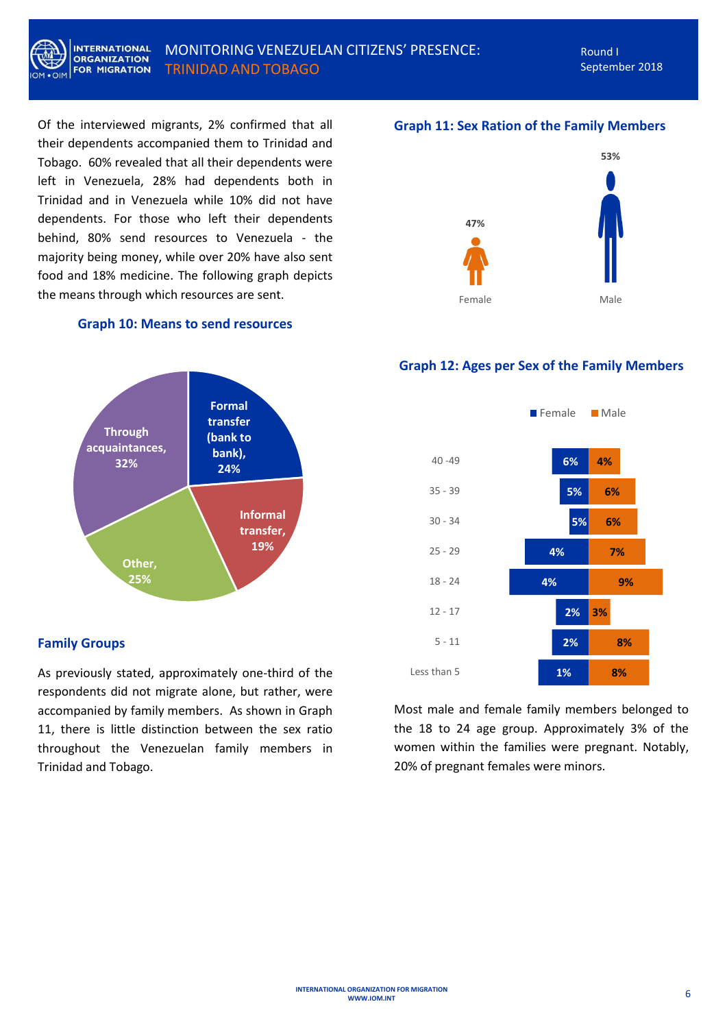Of the interviewed migrants, 2% confirmed that all their dependents accompanied them to Trinidad and Tobago. 60% revealed that all their dependents were left in Venezuela, 28% had dependents both in Trinidad and in Venezuela while 10% did not have dependents. For those who left their dependents behind, 80% send resources to Venezuela - the majority being money, while over 20% have also sent food and 18% medicine. The following graph depicts the means through which resources are sent.

**Graph 10: Means to send resources**

| Means | % |
|---|---|
| Formal transfer (bank to bank) | 24% |
| Informal transfer | 19% |
| Other | 25% |
| Through acquaintances | 32% |

## Family Groups

As previously stated, approximately one-third of the respondents did not migrate alone, but rather, were accompanied by family members. As shown in Graph 11, there is little distinction between the sex ratio throughout the Venezuelan family members in Trinidad and Tobago.

**Graph 11: Sex Ration of the Family Members**

| Female | Male |
|---|---|
| 47% | 53% |

**Graph 12: Ages per Sex of the Family Members**

| Age | Female | Male |
|---|---|---|
| 40 -49 | 6% | 4% |
| 35 - 39 | 5% | 6% |
| 30 - 34 | 5% | 6% |
| 25 - 29 | 4% | 7% |
| 18 - 24 | 4% | 9% |
| 12 - 17 | 2% | 3% |
| 5 - 11 | 2% | 8% |
| Less than 5 | 1% | 8% |

Most male and female family members belonged to the 18 to 24 age group. Approximately 3% of the women within the families were pregnant. Notably, 20% of pregnant females were minors.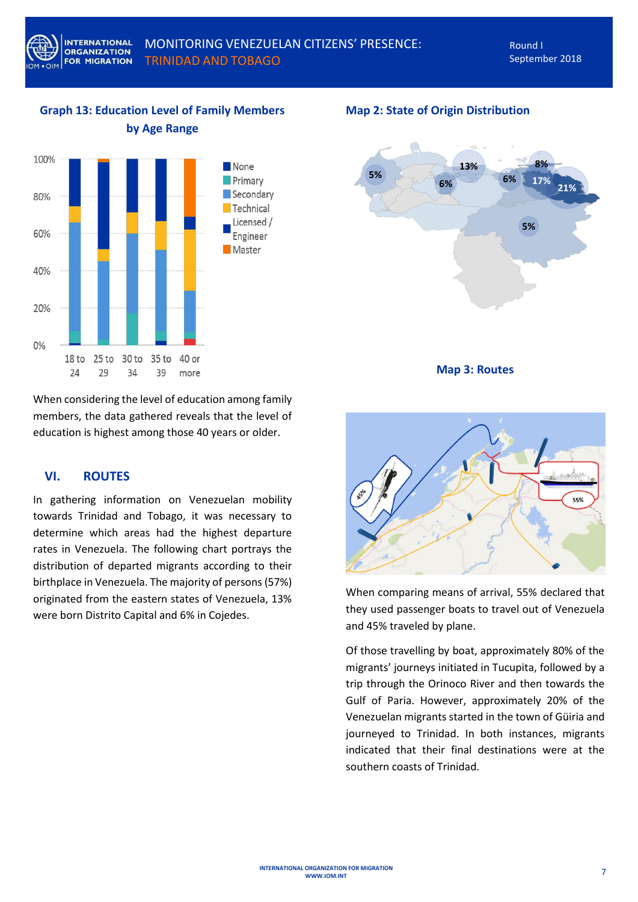**Graph 13: Education Level of Family Members by Age Range**

**Map 2: State of Origin Distribution**

**Map 3: Routes**

When considering the level of education among family members, the data gathered reveals that the level of education is highest among those 40 years or older.

## VI. ROUTES

In gathering information on Venezuelan mobility towards Trinidad and Tobago, it was necessary to determine which areas had the highest departure rates in Venezuela. The following chart portrays the distribution of departed migrants according to their birthplace in Venezuela. The majority of persons (57%) originated from the eastern states of Venezuela, 13% were born Distrito Capital and 6% in Cojedes.

When comparing means of arrival, 55% declared that they used passenger boats to travel out of Venezuela and 45% traveled by plane.

Of those travelling by boat, approximately 80% of the migrants' journeys initiated in Tucupita, followed by a trip through the Orinoco River and then towards the Gulf of Paria. However, approximately 20% of the Venezuelan migrants started in the town of Güiria and journeyed to Trinidad. In both instances, migrants indicated that their final destinations were at the southern coasts of Trinidad.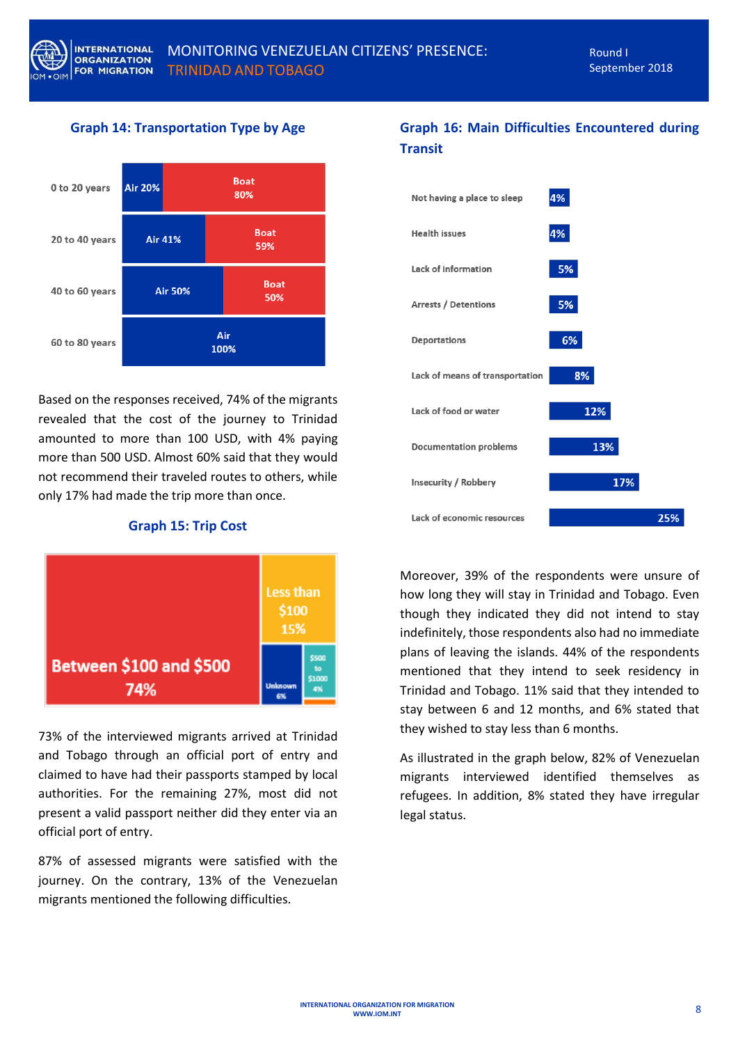### Graph 14: Transportation Type by Age

| Age | Air | Boat |
|---|---|---|
| 0 to 20 years | 20% | 80% |
| 20 to 40 years | 41% | 59% |
| 40 to 60 years | 50% | 50% |
| 60 to 80 years | 100% | |

Based on the responses received, 74% of the migrants revealed that the cost of the journey to Trinidad amounted to more than 100 USD, with 4% paying more than 500 USD. Almost 60% said that they would not recommend their traveled routes to others, while only 17% had made the trip more than once.

### Graph 15: Trip Cost

| Trip Cost | % |
|---|---|
| Between $100 and $500 | 74% |
| Less than $100 | 15% |
| Unknown | 6% |
| $500 to $1000 | 4% |

73% of the interviewed migrants arrived at Trinidad and Tobago through an official port of entry and claimed to have had their passports stamped by local authorities. For the remaining 27%, most did not present a valid passport neither did they enter via an official port of entry.

87% of assessed migrants were satisfied with the journey. On the contrary, 13% of the Venezuelan migrants mentioned the following difficulties.

### Graph 16: Main Difficulties Encountered during Transit

| Difficulty | % |
|---|---|
| Not having a place to sleep | 4% |
| Health issues | 4% |
| Lack of information | 5% |
| Arrests / Detentions | 5% |
| Deportations | 6% |
| Lack of means of transportation | 8% |
| Lack of food or water | 12% |
| Documentation problems | 13% |
| Insecurity / Robbery | 17% |
| Lack of economic resources | 25% |

Moreover, 39% of the respondents were unsure of how long they will stay in Trinidad and Tobago. Even though they indicated they did not intend to stay indefinitely, those respondents also had no immediate plans of leaving the islands. 44% of the respondents mentioned that they intend to seek residency in Trinidad and Tobago. 11% said that they intended to stay between 6 and 12 months, and 6% stated that they wished to stay less than 6 months.

As illustrated in the graph below, 82% of Venezuelan migrants interviewed identified themselves as refugees. In addition, 8% stated they have irregular legal status.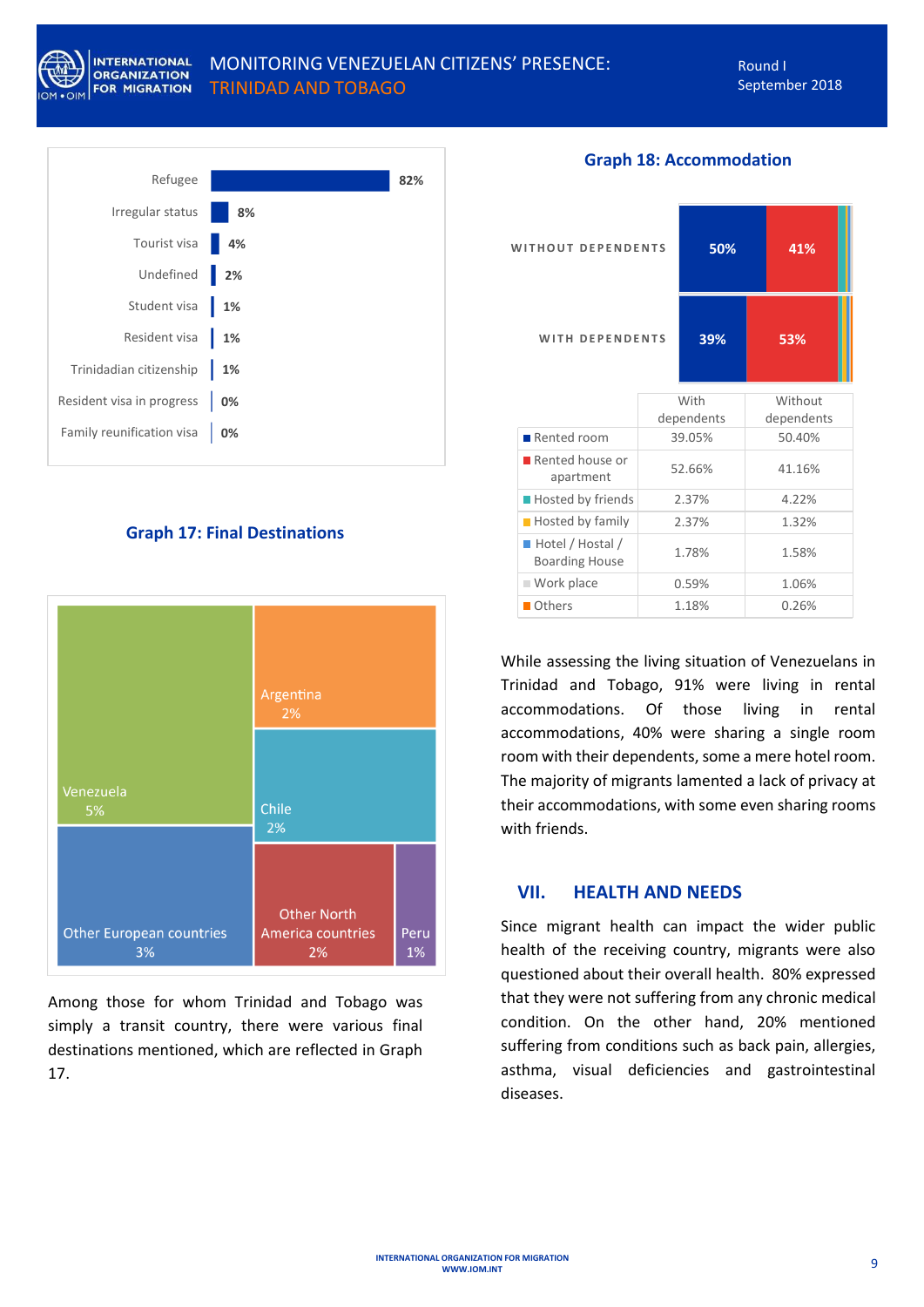| Status | % |
|---|---|
| Refugee | 82% |
| Irregular status | 8% |
| Tourist visa | 4% |
| Undefined | 2% |
| Student visa | 1% |
| Resident visa | 1% |
| Trinidadian citizenship | 1% |
| Resident visa in progress | 0% |
| Family reunification visa | 0% |

**Graph 17: Final Destinations**

| Destination | % |
|---|---|
| Venezuela | 5% |
| Argentina | 2% |
| Chile | 2% |
| Other European countries | 3% |
| Other North America countries | 2% |
| Peru | 1% |

Among those for whom Trinidad and Tobago was simply a transit country, there were various final destinations mentioned, which are reflected in Graph 17.

**Graph 18: Accommodation**

| | With dependents | Without dependents |
|---|---|---|
| Rented room | 39.05% | 50.40% |
| Rented house or apartment | 52.66% | 41.16% |
| Hosted by friends | 2.37% | 4.22% |
| Hosted by family | 2.37% | 1.32% |
| Hotel / Hostal / Boarding House | 1.78% | 1.58% |
| Work place | 0.59% | 1.06% |
| Others | 1.18% | 0.26% |

While assessing the living situation of Venezuelans in Trinidad and Tobago, 91% were living in rental accommodations. Of those living in rental accommodations, 40% were sharing a single room room with their dependents, some a mere hotel room. The majority of migrants lamented a lack of privacy at their accommodations, with some even sharing rooms with friends.

## VII. HEALTH AND NEEDS

Since migrant health can impact the wider public health of the receiving country, migrants were also questioned about their overall health. 80% expressed that they were not suffering from any chronic medical condition. On the other hand, 20% mentioned suffering from conditions such as back pain, allergies, asthma, visual deficiencies and gastrointestinal diseases.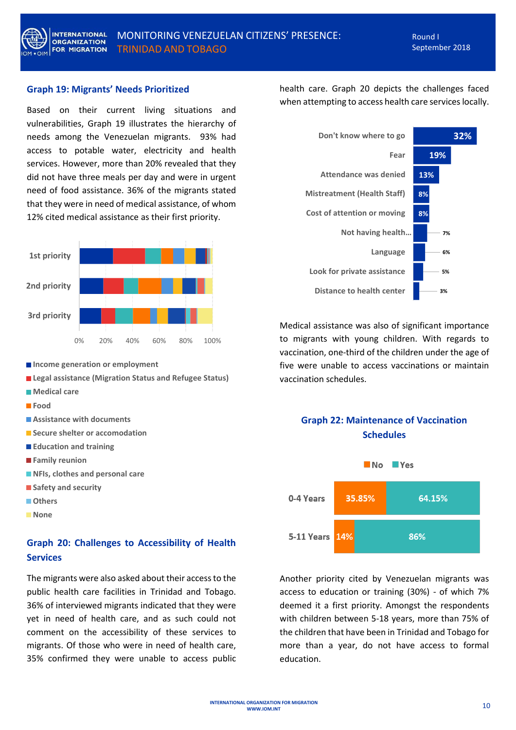## Graph 19: Migrants' Needs Prioritized

Based on their current living situations and vulnerabilities, Graph 19 illustrates the hierarchy of needs among the Venezuelan migrants. 93% had access to potable water, electricity and health services. However, more than 20% revealed that they did not have three meals per day and were in urgent need of food assistance. 36% of the migrants stated that they were in need of medical assistance, of whom 12% cited medical assistance as their first priority.

- Income generation or employment
- Legal assistance (Migration Status and Refugee Status)
- Medical care
- Food
- Assistance with documents
- Secure shelter or accomodation
- Education and training
- Family reunion
- NFIs, clothes and personal care
- Safety and security
- Others
- None

## Graph 20: Challenges to Accessibility of Health Services

The migrants were also asked about their access to the public health care facilities in Trinidad and Tobago. 36% of interviewed migrants indicated that they were yet in need of health care, and as such could not comment on the accessibility of these services to migrants. Of those who were in need of health care, 35% confirmed they were unable to access public health care. Graph 20 depicts the challenges faced when attempting to access health care services locally.

| Challenge | % |
|---|---|
| Don't know where to go | 32% |
| Fear | 19% |
| Attendance was denied | 13% |
| Mistreatment (Health Staff) | 8% |
| Cost of attention or moving | 8% |
| Not having health... | 7% |
| Language | 6% |
| Look for private assistance | 5% |
| Distance to health center | 3% |

Medical assistance was also of significant importance to migrants with young children. With regards to vaccination, one-third of the children under the age of five were unable to access vaccinations or maintain vaccination schedules.

## Graph 22: Maintenance of Vaccination Schedules

| Age | No | Yes |
|---|---|---|
| 0-4 Years | 35.85% | 64.15% |
| 5-11 Years | 14% | 86% |

Another priority cited by Venezuelan migrants was access to education or training (30%) - of which 7% deemed it a first priority. Amongst the respondents with children between 5-18 years, more than 75% of the children that have been in Trinidad and Tobago for more than a year, do not have access to formal education.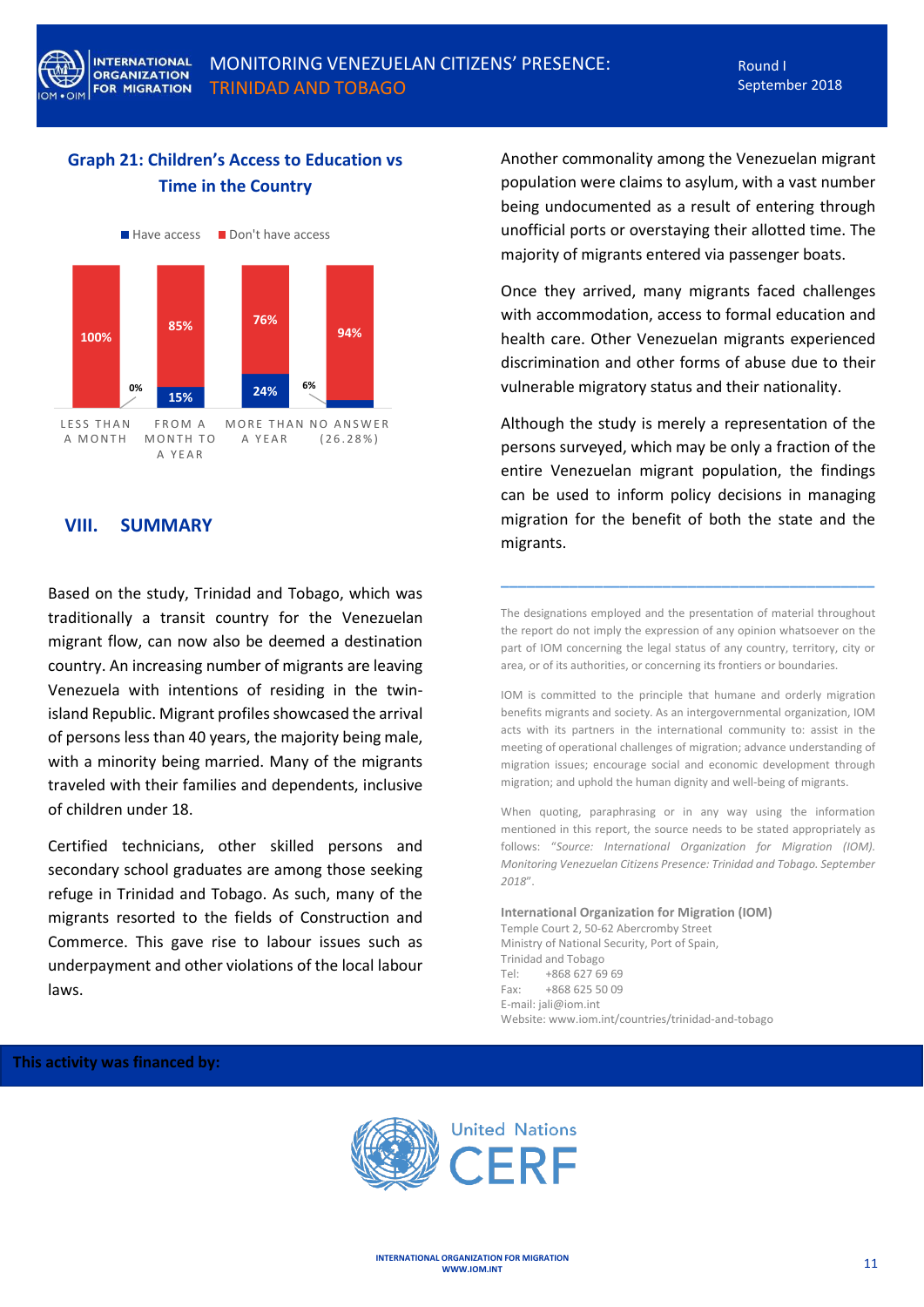### Graph 21: Children's Access to Education vs Time in the Country

| | Have access | Don't have access |
|---|---|---|
| Less than a month | 0% | 100% |
| From a month to a year | 15% | 85% |
| More than a year | 24% | 76% |
| No answer (26.28%) | 6% | 94% |

## VIII. SUMMARY

Based on the study, Trinidad and Tobago, which was traditionally a transit country for the Venezuelan migrant flow, can now also be deemed a destination country. An increasing number of migrants are leaving Venezuela with intentions of residing in the twin-island Republic. Migrant profiles showcased the arrival of persons less than 40 years, the majority being male, with a minority being married. Many of the migrants traveled with their families and dependents, inclusive of children under 18.

Certified technicians, other skilled persons and secondary school graduates are among those seeking refuge in Trinidad and Tobago. As such, many of the migrants resorted to the fields of Construction and Commerce. This gave rise to labour issues such as underpayment and other violations of the local labour laws.

Another commonality among the Venezuelan migrant population were claims to asylum, with a vast number being undocumented as a result of entering through unofficial ports or overstaying their allotted time. The majority of migrants entered via passenger boats.

Once they arrived, many migrants faced challenges with accommodation, access to formal education and health care. Other Venezuelan migrants experienced discrimination and other forms of abuse due to their vulnerable migratory status and their nationality.

Although the study is merely a representation of the persons surveyed, which may be only a fraction of the entire Venezuelan migrant population, the findings can be used to inform policy decisions in managing migration for the benefit of both the state and the migrants.

---

The designations employed and the presentation of material throughout the report do not imply the expression of any opinion whatsoever on the part of IOM concerning the legal status of any country, territory, city or area, or of its authorities, or concerning its frontiers or boundaries.

IOM is committed to the principle that humane and orderly migration benefits migrants and society. As an intergovernmental organization, IOM acts with its partners in the international community to: assist in the meeting of operational challenges of migration; advance understanding of migration issues; encourage social and economic development through migration; and uphold the human dignity and well-being of migrants.

When quoting, paraphrasing or in any way using the information mentioned in this report, the source needs to be stated appropriately as follows: *"Source: International Organization for Migration (IOM). Monitoring Venezuelan Citizens Presence: Trinidad and Tobago. September 2018"*.

**International Organization for Migration (IOM)**
Temple Court 2, 50-62 Abercromby Street
Ministry of National Security, Port of Spain,
Trinidad and Tobago
Tel: +868 627 69 69
Fax: +868 625 50 09
E-mail: jali@iom.int
Website: www.iom.int/countries/trinidad-and-tobago

**This activity was financed by:**

United Nations CERF